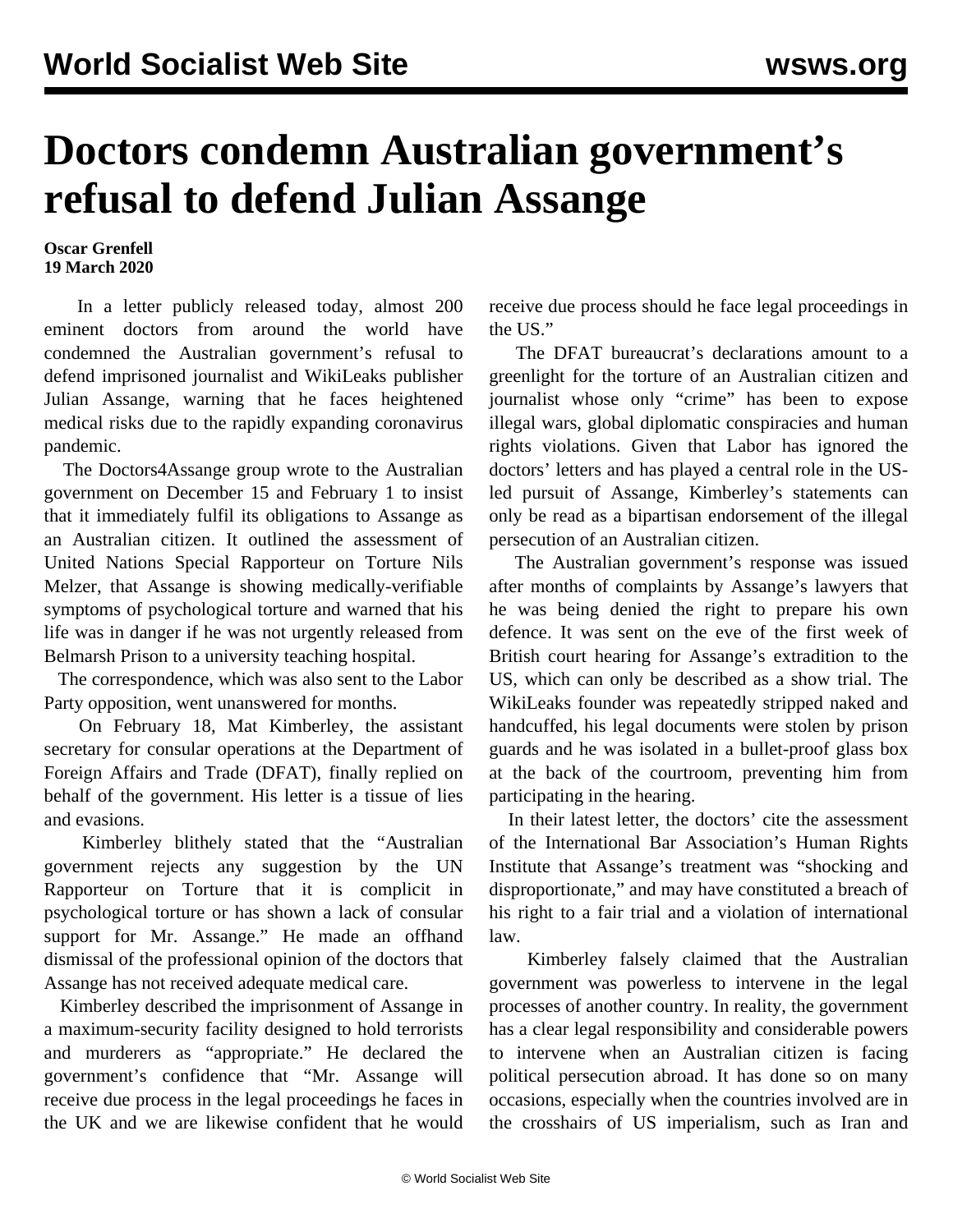# Doctors condemn Australian government's refusal to defend Julian Assange

**Oscar Grenfell**
**19 March 2020**

In a letter publicly released today, almost 200 eminent doctors from around the world have condemned the Australian government's refusal to defend imprisoned journalist and WikiLeaks publisher Julian Assange, warning that he faces heightened medical risks due to the rapidly expanding coronavirus pandemic.

The Doctors4Assange group wrote to the Australian government on December 15 and February 1 to insist that it immediately fulfil its obligations to Assange as an Australian citizen. It outlined the assessment of United Nations Special Rapporteur on Torture Nils Melzer, that Assange is showing medically-verifiable symptoms of psychological torture and warned that his life was in danger if he was not urgently released from Belmarsh Prison to a university teaching hospital.

The correspondence, which was also sent to the Labor Party opposition, went unanswered for months.

On February 18, Mat Kimberley, the assistant secretary for consular operations at the Department of Foreign Affairs and Trade (DFAT), finally replied on behalf of the government. His letter is a tissue of lies and evasions.

Kimberley blithely stated that the "Australian government rejects any suggestion by the UN Rapporteur on Torture that it is complicit in psychological torture or has shown a lack of consular support for Mr. Assange." He made an offhand dismissal of the professional opinion of the doctors that Assange has not received adequate medical care.

Kimberley described the imprisonment of Assange in a maximum-security facility designed to hold terrorists and murderers as "appropriate." He declared the government's confidence that "Mr. Assange will receive due process in the legal proceedings he faces in the UK and we are likewise confident that he would receive due process should he face legal proceedings in the US."

The DFAT bureaucrat's declarations amount to a greenlight for the torture of an Australian citizen and journalist whose only "crime" has been to expose illegal wars, global diplomatic conspiracies and human rights violations. Given that Labor has ignored the doctors' letters and has played a central role in the US-led pursuit of Assange, Kimberley's statements can only be read as a bipartisan endorsement of the illegal persecution of an Australian citizen.

The Australian government's response was issued after months of complaints by Assange's lawyers that he was being denied the right to prepare his own defence. It was sent on the eve of the first week of British court hearing for Assange's extradition to the US, which can only be described as a show trial. The WikiLeaks founder was repeatedly stripped naked and handcuffed, his legal documents were stolen by prison guards and he was isolated in a bullet-proof glass box at the back of the courtroom, preventing him from participating in the hearing.

In their latest letter, the doctors' cite the assessment of the International Bar Association's Human Rights Institute that Assange's treatment was "shocking and disproportionate," and may have constituted a breach of his right to a fair trial and a violation of international law.

Kimberley falsely claimed that the Australian government was powerless to intervene in the legal processes of another country. In reality, the government has a clear legal responsibility and considerable powers to intervene when an Australian citizen is facing political persecution abroad. It has done so on many occasions, especially when the countries involved are in the crosshairs of US imperialism, such as Iran and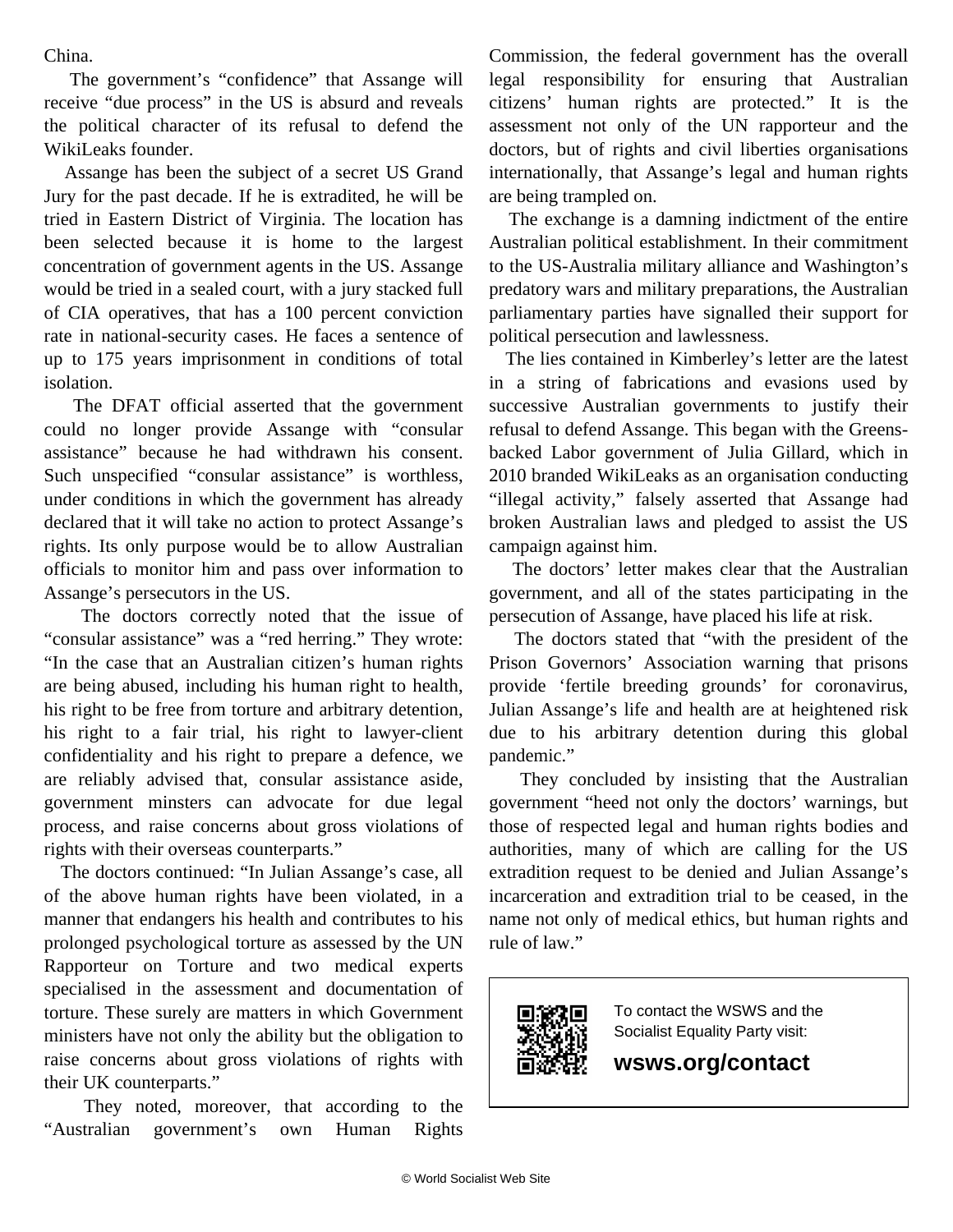China.

The government's "confidence" that Assange will receive "due process" in the US is absurd and reveals the political character of its refusal to defend the WikiLeaks founder.

Assange has been the subject of a secret US Grand Jury for the past decade. If he is extradited, he will be tried in Eastern District of Virginia. The location has been selected because it is home to the largest concentration of government agents in the US. Assange would be tried in a sealed court, with a jury stacked full of CIA operatives, that has a 100 percent conviction rate in national-security cases. He faces a sentence of up to 175 years imprisonment in conditions of total isolation.

The DFAT official asserted that the government could no longer provide Assange with "consular assistance" because he had withdrawn his consent. Such unspecified "consular assistance" is worthless, under conditions in which the government has already declared that it will take no action to protect Assange's rights. Its only purpose would be to allow Australian officials to monitor him and pass over information to Assange's persecutors in the US.

The doctors correctly noted that the issue of "consular assistance" was a "red herring." They wrote: "In the case that an Australian citizen's human rights are being abused, including his human right to health, his right to be free from torture and arbitrary detention, his right to a fair trial, his right to lawyer-client confidentiality and his right to prepare a defence, we are reliably advised that, consular assistance aside, government minsters can advocate for due legal process, and raise concerns about gross violations of rights with their overseas counterparts."

The doctors continued: "In Julian Assange's case, all of the above human rights have been violated, in a manner that endangers his health and contributes to his prolonged psychological torture as assessed by the UN Rapporteur on Torture and two medical experts specialised in the assessment and documentation of torture. These surely are matters in which Government ministers have not only the ability but the obligation to raise concerns about gross violations of rights with their UK counterparts."

They noted, moreover, that according to the "Australian government's own Human Rights Commission, the federal government has the overall legal responsibility for ensuring that Australian citizens' human rights are protected." It is the assessment not only of the UN rapporteur and the doctors, but of rights and civil liberties organisations internationally, that Assange's legal and human rights are being trampled on.

The exchange is a damning indictment of the entire Australian political establishment. In their commitment to the US-Australia military alliance and Washington's predatory wars and military preparations, the Australian parliamentary parties have signalled their support for political persecution and lawlessness.

The lies contained in Kimberley's letter are the latest in a string of fabrications and evasions used by successive Australian governments to justify their refusal to defend Assange. This began with the Greens-backed Labor government of Julia Gillard, which in 2010 branded WikiLeaks as an organisation conducting "illegal activity," falsely asserted that Assange had broken Australian laws and pledged to assist the US campaign against him.

The doctors' letter makes clear that the Australian government, and all of the states participating in the persecution of Assange, have placed his life at risk.

The doctors stated that "with the president of the Prison Governors' Association warning that prisons provide 'fertile breeding grounds' for coronavirus, Julian Assange's life and health are at heightened risk due to his arbitrary detention during this global pandemic."

They concluded by insisting that the Australian government "heed not only the doctors' warnings, but those of respected legal and human rights bodies and authorities, many of which are calling for the US extradition request to be denied and Julian Assange's incarceration and extradition trial to be ceased, in the name not only of medical ethics, but human rights and rule of law."

To contact the WSWS and the Socialist Equality Party visit:

**wsws.org/contact**